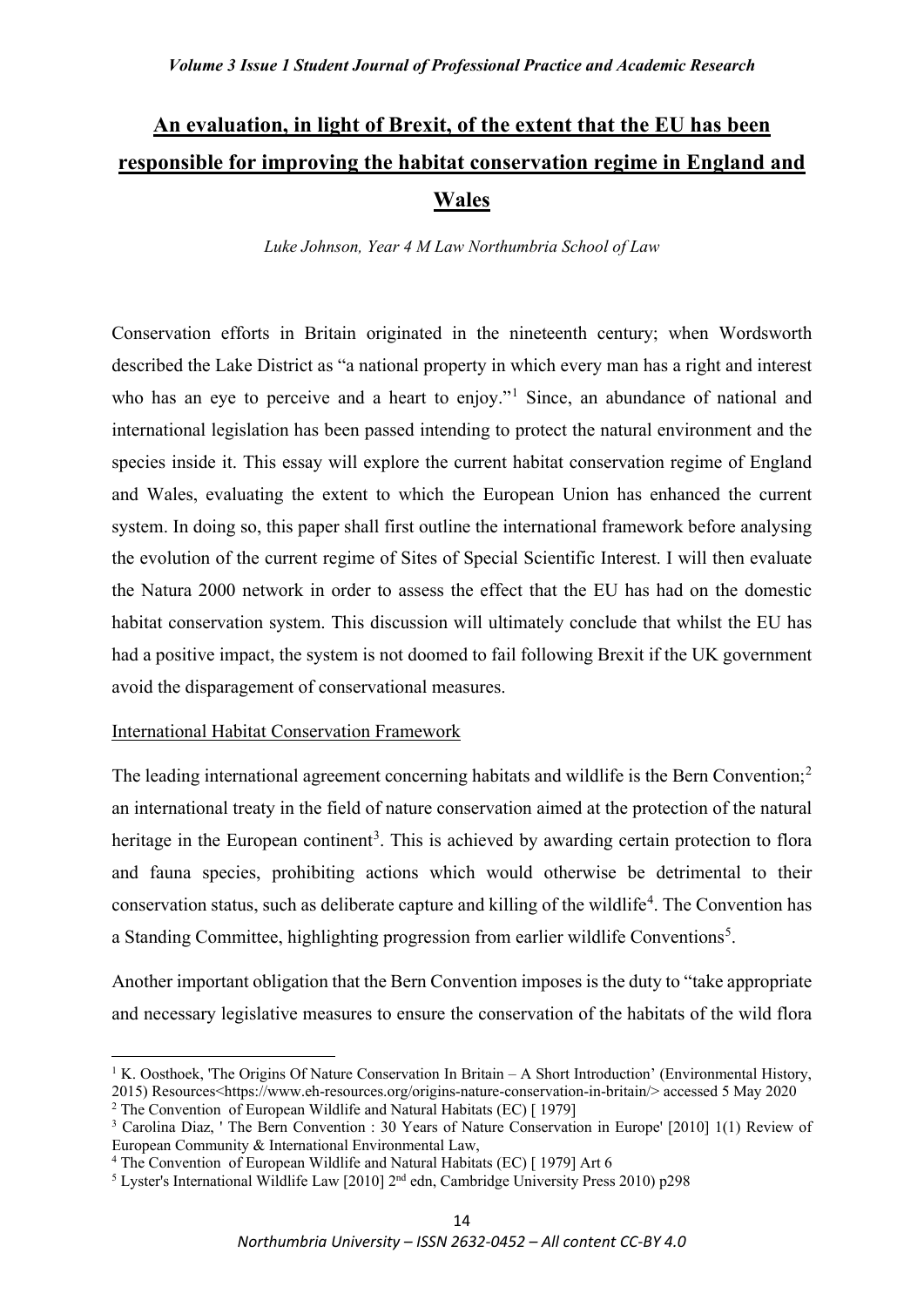# An evaluation, in light of Brexit, of the extent that the EU has been responsible for improving the habitat conservation regime in England and Wales

*Luke Johnson, Year 4 M Law Northumbria School of Law*

Conservation efforts in Britain originated in the nineteenth century; when Wordsworth described the Lake District as "a national property in which every man has a right and interest who has an eye to perceive and a heart to enjoy."[1] Since, an abundance of national and international legislation has been passed intending to protect the natural environment and the species inside it. This essay will explore the current habitat conservation regime of England and Wales, evaluating the extent to which the European Union has enhanced the current system. In doing so, this paper shall first outline the international framework before analysing the evolution of the current regime of Sites of Special Scientific Interest. I will then evaluate the Natura 2000 network in order to assess the effect that the EU has had on the domestic habitat conservation system. This discussion will ultimately conclude that whilst the EU has had a positive impact, the system is not doomed to fail following Brexit if the UK government avoid the disparagement of conservational measures.

## International Habitat Conservation Framework

The leading international agreement concerning habitats and wildlife is the Bern Convention;[2] an international treaty in the field of nature conservation aimed at the protection of the natural heritage in the European continent[3]. This is achieved by awarding certain protection to flora and fauna species, prohibiting actions which would otherwise be detrimental to their conservation status, such as deliberate capture and killing of the wildlife[4]. The Convention has a Standing Committee, highlighting progression from earlier wildlife Conventions[5].

Another important obligation that the Bern Convention imposes is the duty to "take appropriate and necessary legislative measures to ensure the conservation of the habitats of the wild flora

---

[1] K. Oosthoek, 'The Origins Of Nature Conservation In Britain – A Short Introduction' (Environmental History, 2015) Resources<https://www.eh-resources.org/origins-nature-conservation-in-britain/> accessed 5 May 2020

[2] The Convention of European Wildlife and Natural Habitats (EC) [ 1979]

[3] Carolina Diaz, ' The Bern Convention : 30 Years of Nature Conservation in Europe' [2010] 1(1) Review of European Community & International Environmental Law,

[4] The Convention of European Wildlife and Natural Habitats (EC) [ 1979] Art 6

[5] Lyster's International Wildlife Law [2010] 2nd edn, Cambridge University Press 2010) p298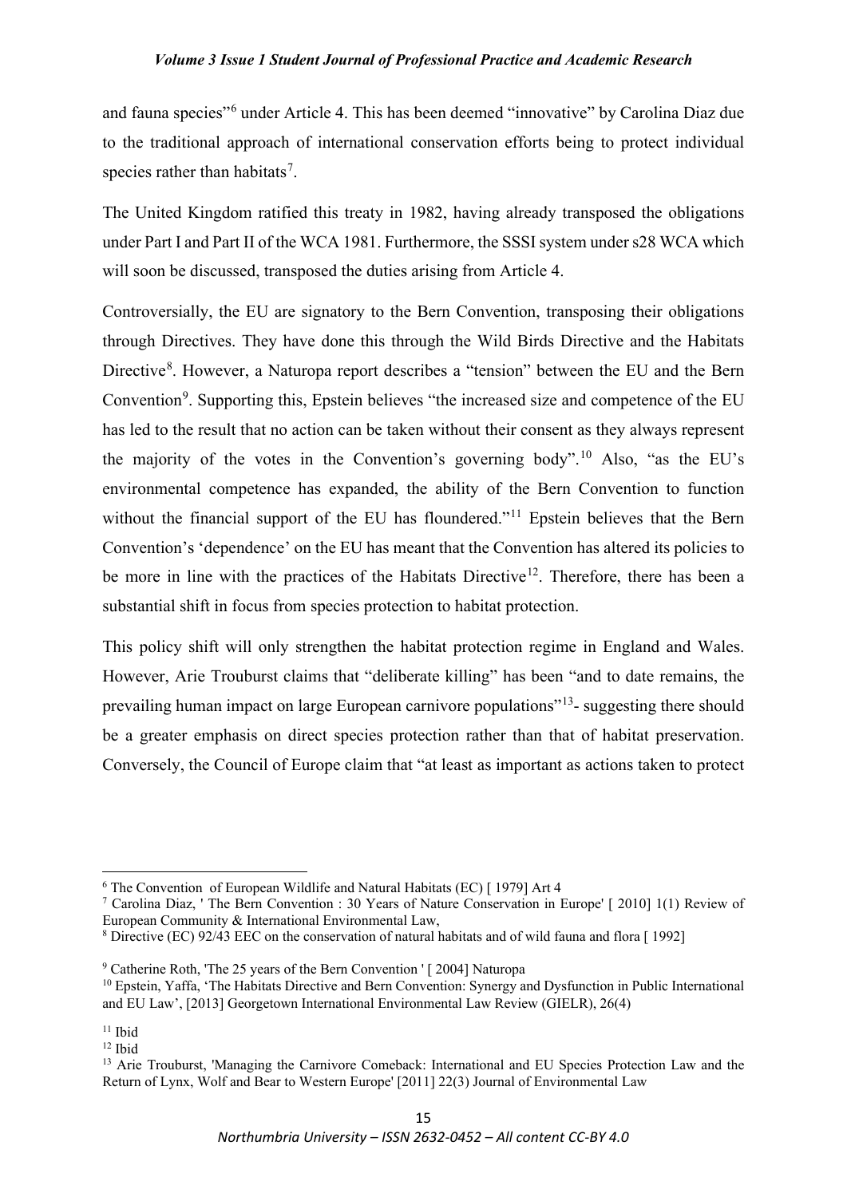and fauna species"[6] under Article 4. This has been deemed "innovative" by Carolina Diaz due to the traditional approach of international conservation efforts being to protect individual species rather than habitats[7].

The United Kingdom ratified this treaty in 1982, having already transposed the obligations under Part I and Part II of the WCA 1981. Furthermore, the SSSI system under s28 WCA which will soon be discussed, transposed the duties arising from Article 4.

Controversially, the EU are signatory to the Bern Convention, transposing their obligations through Directives. They have done this through the Wild Birds Directive and the Habitats Directive[8]. However, a Naturopa report describes a "tension" between the EU and the Bern Convention[9]. Supporting this, Epstein believes "the increased size and competence of the EU has led to the result that no action can be taken without their consent as they always represent the majority of the votes in the Convention's governing body".[10] Also, "as the EU's environmental competence has expanded, the ability of the Bern Convention to function without the financial support of the EU has floundered."[11] Epstein believes that the Bern Convention's 'dependence' on the EU has meant that the Convention has altered its policies to be more in line with the practices of the Habitats Directive[12]. Therefore, there has been a substantial shift in focus from species protection to habitat protection.

This policy shift will only strengthen the habitat protection regime in England and Wales. However, Arie Trouburst claims that "deliberate killing" has been "and to date remains, the prevailing human impact on large European carnivore populations"[13]- suggesting there should be a greater emphasis on direct species protection rather than that of habitat preservation. Conversely, the Council of Europe claim that "at least as important as actions taken to protect

---

[6] The Convention of European Wildlife and Natural Habitats (EC) [ 1979] Art 4

[7] Carolina Diaz, ' The Bern Convention : 30 Years of Nature Conservation in Europe' [ 2010] 1(1) Review of European Community & International Environmental Law,

[8] Directive (EC) 92/43 EEC on the conservation of natural habitats and of wild fauna and flora [ 1992]

[9] Catherine Roth, 'The 25 years of the Bern Convention ' [ 2004] Naturopa

[10] Epstein, Yaffa, 'The Habitats Directive and Bern Convention: Synergy and Dysfunction in Public International and EU Law', [2013] Georgetown International Environmental Law Review (GIELR), 26(4)

[11] Ibid

[12] Ibid

[13] Arie Trouburst, 'Managing the Carnivore Comeback: International and EU Species Protection Law and the Return of Lynx, Wolf and Bear to Western Europe' [2011] 22(3) Journal of Environmental Law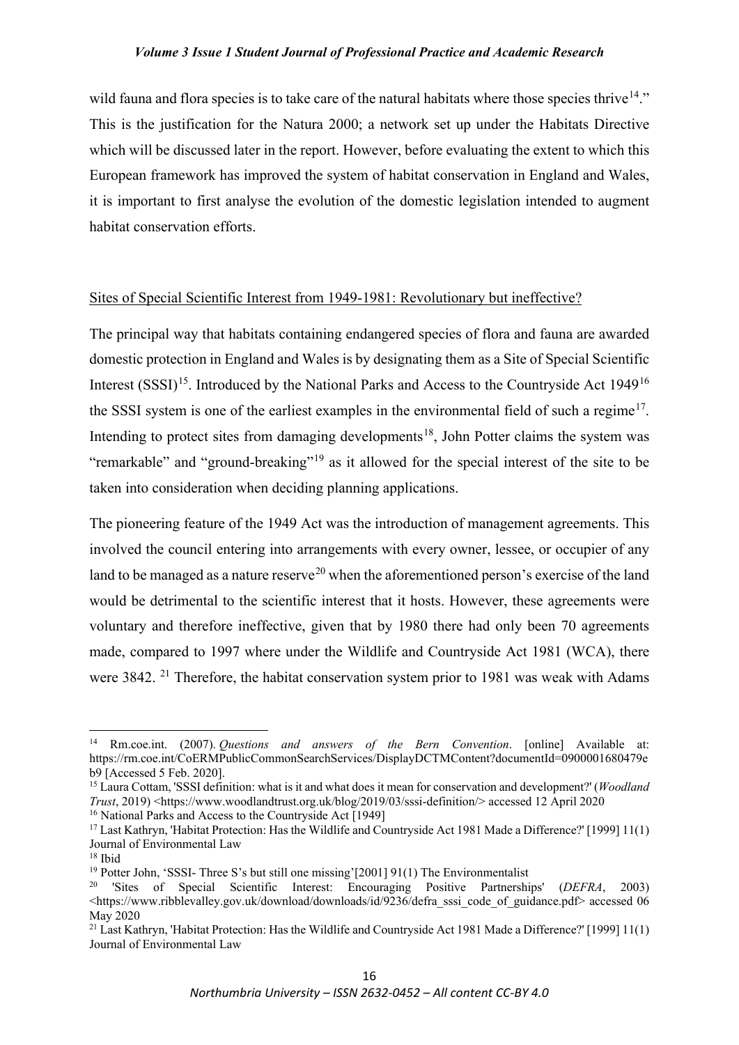wild fauna and flora species is to take care of the natural habitats where those species thrive[14]." This is the justification for the Natura 2000; a network set up under the Habitats Directive which will be discussed later in the report. However, before evaluating the extent to which this European framework has improved the system of habitat conservation in England and Wales, it is important to first analyse the evolution of the domestic legislation intended to augment habitat conservation efforts.

## Sites of Special Scientific Interest from 1949-1981: Revolutionary but ineffective?

The principal way that habitats containing endangered species of flora and fauna are awarded domestic protection in England and Wales is by designating them as a Site of Special Scientific Interest (SSSI)[15]. Introduced by the National Parks and Access to the Countryside Act 1949[16] the SSSI system is one of the earliest examples in the environmental field of such a regime[17]. Intending to protect sites from damaging developments[18], John Potter claims the system was "remarkable" and "ground-breaking"[19] as it allowed for the special interest of the site to be taken into consideration when deciding planning applications.

The pioneering feature of the 1949 Act was the introduction of management agreements. This involved the council entering into arrangements with every owner, lessee, or occupier of any land to be managed as a nature reserve[20] when the aforementioned person's exercise of the land would be detrimental to the scientific interest that it hosts. However, these agreements were voluntary and therefore ineffective, given that by 1980 there had only been 70 agreements made, compared to 1997 where under the Wildlife and Countryside Act 1981 (WCA), there were 3842. [21] Therefore, the habitat conservation system prior to 1981 was weak with Adams

---

[14] Rm.coe.int. (2007). *Questions and answers of the Bern Convention*. [online] Available at: https://rm.coe.int/CoERMPublicCommonSearchServices/DisplayDCTMContent?documentId=0900001680479eb9 [Accessed 5 Feb. 2020].

[15] Laura Cottam, 'SSSI definition: what is it and what does it mean for conservation and development?' (*Woodland Trust*, 2019) <https://www.woodlandtrust.org.uk/blog/2019/03/sssi-definition/> accessed 12 April 2020

[16] National Parks and Access to the Countryside Act [1949]

[17] Last Kathryn, 'Habitat Protection: Has the Wildlife and Countryside Act 1981 Made a Difference?' [1999] 11(1) Journal of Environmental Law

[18] Ibid

[19] Potter John, 'SSSI- Three S's but still one missing'[2001] 91(1) The Environmentalist

[20] 'Sites of Special Scientific Interest: Encouraging Positive Partnerships' (*DEFRA*, 2003) <https://www.ribblevalley.gov.uk/download/downloads/id/9236/defra_sssi_code_of_guidance.pdf> accessed 06 May 2020

[21] Last Kathryn, 'Habitat Protection: Has the Wildlife and Countryside Act 1981 Made a Difference?' [1999] 11(1) Journal of Environmental Law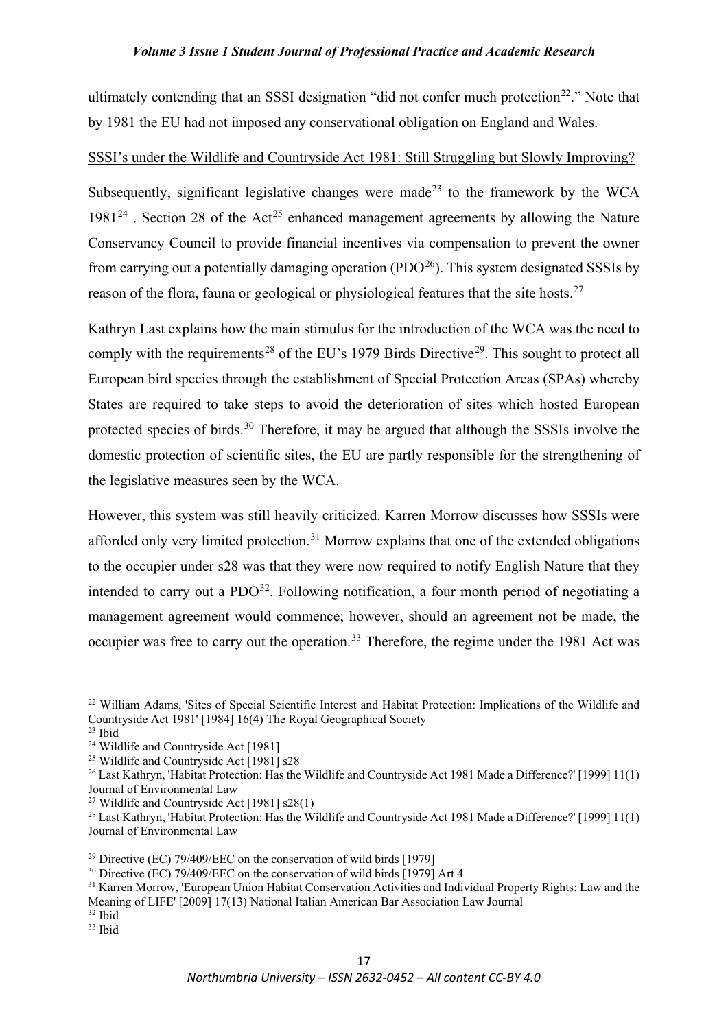ultimately contending that an SSSI designation "did not confer much protection[22]." Note that by 1981 the EU had not imposed any conservational obligation on England and Wales.

SSSI's under the Wildlife and Countryside Act 1981: Still Struggling but Slowly Improving?

Subsequently, significant legislative changes were made[23] to the framework by the WCA 1981[24] . Section 28 of the Act[25] enhanced management agreements by allowing the Nature Conservancy Council to provide financial incentives via compensation to prevent the owner from carrying out a potentially damaging operation (PDO[26]). This system designated SSSIs by reason of the flora, fauna or geological or physiological features that the site hosts.[27]

Kathryn Last explains how the main stimulus for the introduction of the WCA was the need to comply with the requirements[28] of the EU's 1979 Birds Directive[29]. This sought to protect all European bird species through the establishment of Special Protection Areas (SPAs) whereby States are required to take steps to avoid the deterioration of sites which hosted European protected species of birds.[30] Therefore, it may be argued that although the SSSIs involve the domestic protection of scientific sites, the EU are partly responsible for the strengthening of the legislative measures seen by the WCA.

However, this system was still heavily criticized. Karren Morrow discusses how SSSIs were afforded only very limited protection.[31] Morrow explains that one of the extended obligations to the occupier under s28 was that they were now required to notify English Nature that they intended to carry out a PDO[32]. Following notification, a four month period of negotiating a management agreement would commence; however, should an agreement not be made, the occupier was free to carry out the operation.[33] Therefore, the regime under the 1981 Act was

[22] William Adams, 'Sites of Special Scientific Interest and Habitat Protection: Implications of the Wildlife and Countryside Act 1981' [1984] 16(4) The Royal Geographical Society

[23] Ibid

[24] Wildlife and Countryside Act [1981]

[25] Wildlife and Countryside Act [1981] s28

[26] Last Kathryn, 'Habitat Protection: Has the Wildlife and Countryside Act 1981 Made a Difference?' [1999] 11(1) Journal of Environmental Law

[27] Wildlife and Countryside Act [1981] s28(1)

[28] Last Kathryn, 'Habitat Protection: Has the Wildlife and Countryside Act 1981 Made a Difference?' [1999] 11(1) Journal of Environmental Law

[29] Directive (EC) 79/409/EEC on the conservation of wild birds [1979]

[30] Directive (EC) 79/409/EEC on the conservation of wild birds [1979] Art 4

[31] Karren Morrow, 'European Union Habitat Conservation Activities and Individual Property Rights: Law and the Meaning of LIFE' [2009] 17(13) National Italian American Bar Association Law Journal

[32] Ibid

[33] Ibid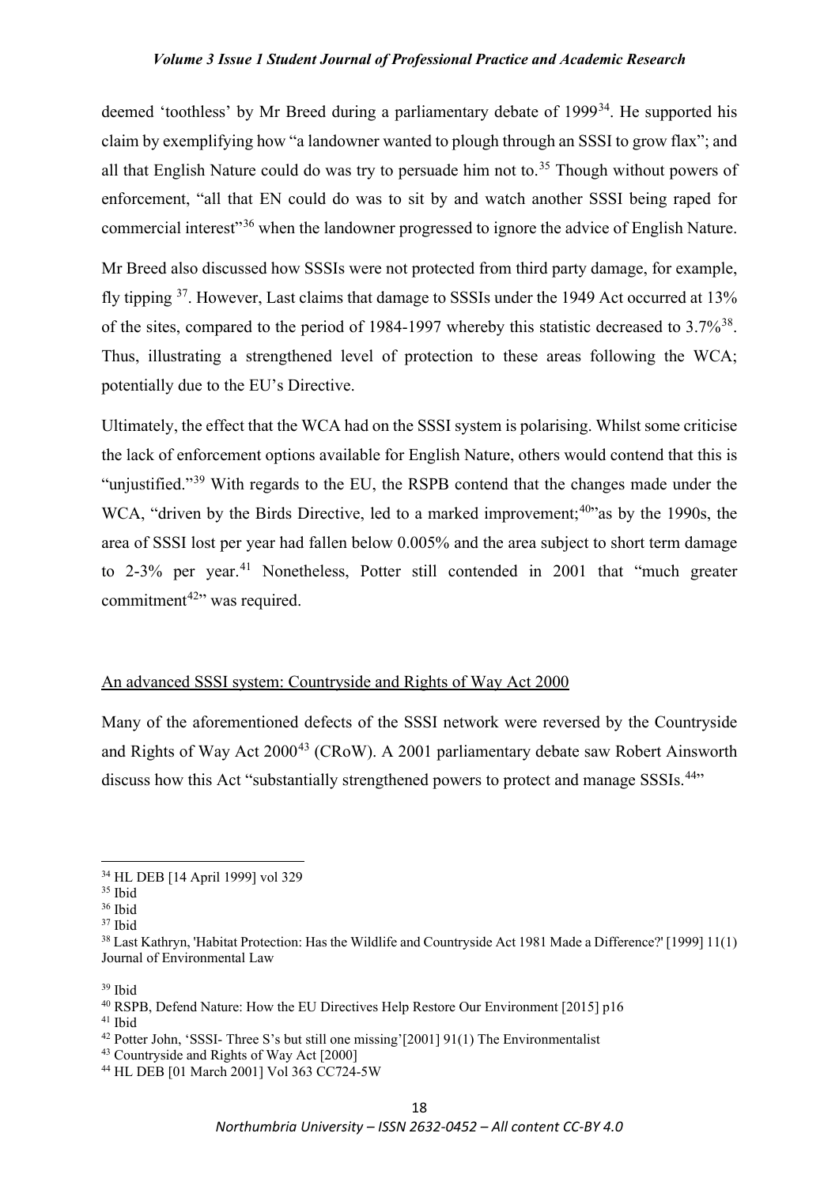deemed 'toothless' by Mr Breed during a parliamentary debate of 1999[34]. He supported his claim by exemplifying how "a landowner wanted to plough through an SSSI to grow flax"; and all that English Nature could do was try to persuade him not to.[35] Though without powers of enforcement, "all that EN could do was to sit by and watch another SSSI being raped for commercial interest"[36] when the landowner progressed to ignore the advice of English Nature.

Mr Breed also discussed how SSSIs were not protected from third party damage, for example, fly tipping [37]. However, Last claims that damage to SSSIs under the 1949 Act occurred at 13% of the sites, compared to the period of 1984-1997 whereby this statistic decreased to 3.7%[38]. Thus, illustrating a strengthened level of protection to these areas following the WCA; potentially due to the EU's Directive.

Ultimately, the effect that the WCA had on the SSSI system is polarising. Whilst some criticise the lack of enforcement options available for English Nature, others would contend that this is "unjustified."[39] With regards to the EU, the RSPB contend that the changes made under the WCA, "driven by the Birds Directive, led to a marked improvement;[40]"as by the 1990s, the area of SSSI lost per year had fallen below 0.005% and the area subject to short term damage to 2-3% per year.[41] Nonetheless, Potter still contended in 2001 that "much greater commitment[42]" was required.

<u>An advanced SSSI system: Countryside and Rights of Way Act 2000</u>

Many of the aforementioned defects of the SSSI network were reversed by the Countryside and Rights of Way Act 2000[43] (CRoW). A 2001 parliamentary debate saw Robert Ainsworth discuss how this Act "substantially strengthened powers to protect and manage SSSIs.[44]"

---

[34] HL DEB [14 April 1999] vol 329

[35] Ibid

[36] Ibid

[37] Ibid

[38] Last Kathryn, 'Habitat Protection: Has the Wildlife and Countryside Act 1981 Made a Difference?' [1999] 11(1) Journal of Environmental Law

[39] Ibid

[40] RSPB, Defend Nature: How the EU Directives Help Restore Our Environment [2015] p16

[41] Ibid

[42] Potter John, 'SSSI- Three S's but still one missing'[2001] 91(1) The Environmentalist

[43] Countryside and Rights of Way Act [2000]

[44] HL DEB [01 March 2001] Vol 363 CC724-5W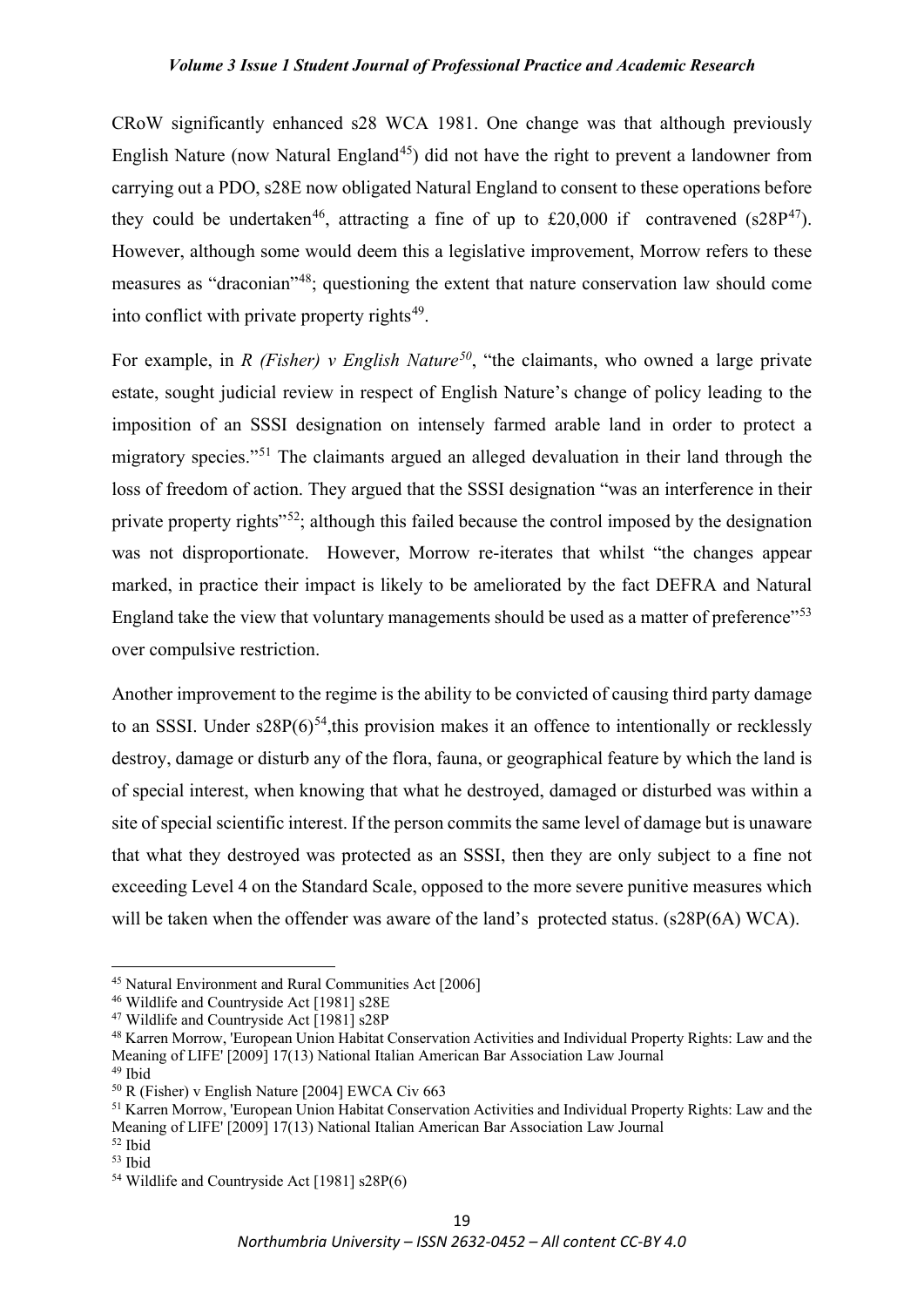CRoW significantly enhanced s28 WCA 1981. One change was that although previously English Nature (now Natural England[45]) did not have the right to prevent a landowner from carrying out a PDO, s28E now obligated Natural England to consent to these operations before they could be undertaken[46], attracting a fine of up to £20,000 if contravened (s28P[47]). However, although some would deem this a legislative improvement, Morrow refers to these measures as "draconian"[48]; questioning the extent that nature conservation law should come into conflict with private property rights[49].

For example, in *R (Fisher) v English Nature*[50], "the claimants, who owned a large private estate, sought judicial review in respect of English Nature's change of policy leading to the imposition of an SSSI designation on intensely farmed arable land in order to protect a migratory species."[51] The claimants argued an alleged devaluation in their land through the loss of freedom of action. They argued that the SSSI designation "was an interference in their private property rights"[52]; although this failed because the control imposed by the designation was not disproportionate. However, Morrow re-iterates that whilst "the changes appear marked, in practice their impact is likely to be ameliorated by the fact DEFRA and Natural England take the view that voluntary managements should be used as a matter of preference"[53] over compulsive restriction.

Another improvement to the regime is the ability to be convicted of causing third party damage to an SSSI. Under s28P(6)[54],this provision makes it an offence to intentionally or recklessly destroy, damage or disturb any of the flora, fauna, or geographical feature by which the land is of special interest, when knowing that what he destroyed, damaged or disturbed was within a site of special scientific interest. If the person commits the same level of damage but is unaware that what they destroyed was protected as an SSSI, then they are only subject to a fine not exceeding Level 4 on the Standard Scale, opposed to the more severe punitive measures which will be taken when the offender was aware of the land's protected status. (s28P(6A) WCA).

---

[45] Natural Environment and Rural Communities Act [2006]

[46] Wildlife and Countryside Act [1981] s28E

[47] Wildlife and Countryside Act [1981] s28P

[48] Karren Morrow, 'European Union Habitat Conservation Activities and Individual Property Rights: Law and the Meaning of LIFE' [2009] 17(13) National Italian American Bar Association Law Journal

[49] Ibid

[50] R (Fisher) v English Nature [2004] EWCA Civ 663

[51] Karren Morrow, 'European Union Habitat Conservation Activities and Individual Property Rights: Law and the Meaning of LIFE' [2009] 17(13) National Italian American Bar Association Law Journal

[52] Ibid

[53] Ibid

[54] Wildlife and Countryside Act [1981] s28P(6)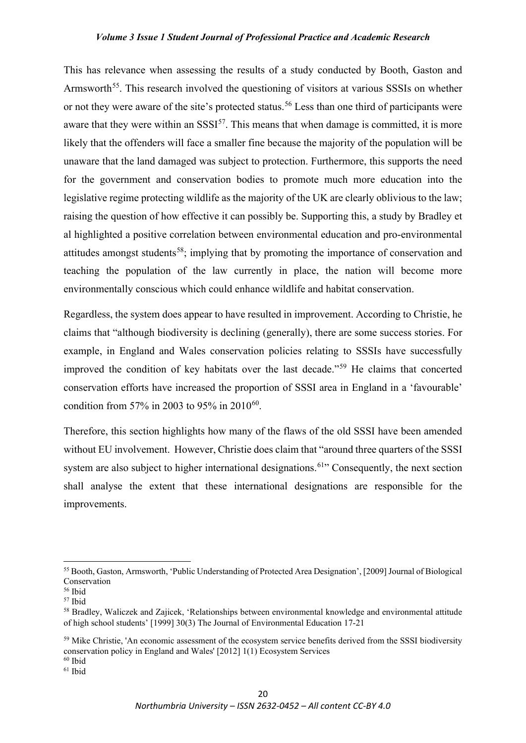This has relevance when assessing the results of a study conducted by Booth, Gaston and Armsworth[55]. This research involved the questioning of visitors at various SSSIs on whether or not they were aware of the site's protected status.[56] Less than one third of participants were aware that they were within an SSSI[57]. This means that when damage is committed, it is more likely that the offenders will face a smaller fine because the majority of the population will be unaware that the land damaged was subject to protection. Furthermore, this supports the need for the government and conservation bodies to promote much more education into the legislative regime protecting wildlife as the majority of the UK are clearly oblivious to the law; raising the question of how effective it can possibly be. Supporting this, a study by Bradley et al highlighted a positive correlation between environmental education and pro-environmental attitudes amongst students[58]; implying that by promoting the importance of conservation and teaching the population of the law currently in place, the nation will become more environmentally conscious which could enhance wildlife and habitat conservation.

Regardless, the system does appear to have resulted in improvement. According to Christie, he claims that "although biodiversity is declining (generally), there are some success stories. For example, in England and Wales conservation policies relating to SSSIs have successfully improved the condition of key habitats over the last decade."[59] He claims that concerted conservation efforts have increased the proportion of SSSI area in England in a 'favourable' condition from 57% in 2003 to 95% in 2010[60].

Therefore, this section highlights how many of the flaws of the old SSSI have been amended without EU involvement. However, Christie does claim that "around three quarters of the SSSI system are also subject to higher international designations.[61]" Consequently, the next section shall analyse the extent that these international designations are responsible for the improvements.

---

[55] Booth, Gaston, Armsworth, 'Public Understanding of Protected Area Designation', [2009] Journal of Biological Conservation

[56] Ibid

[57] Ibid

[58] Bradley, Waliczek and Zajicek, 'Relationships between environmental knowledge and environmental attitude of high school students' [1999] 30(3) The Journal of Environmental Education 17-21

[59] Mike Christie, 'An economic assessment of the ecosystem service benefits derived from the SSSI biodiversity conservation policy in England and Wales' [2012] 1(1) Ecosystem Services

[60] Ibid

[61] Ibid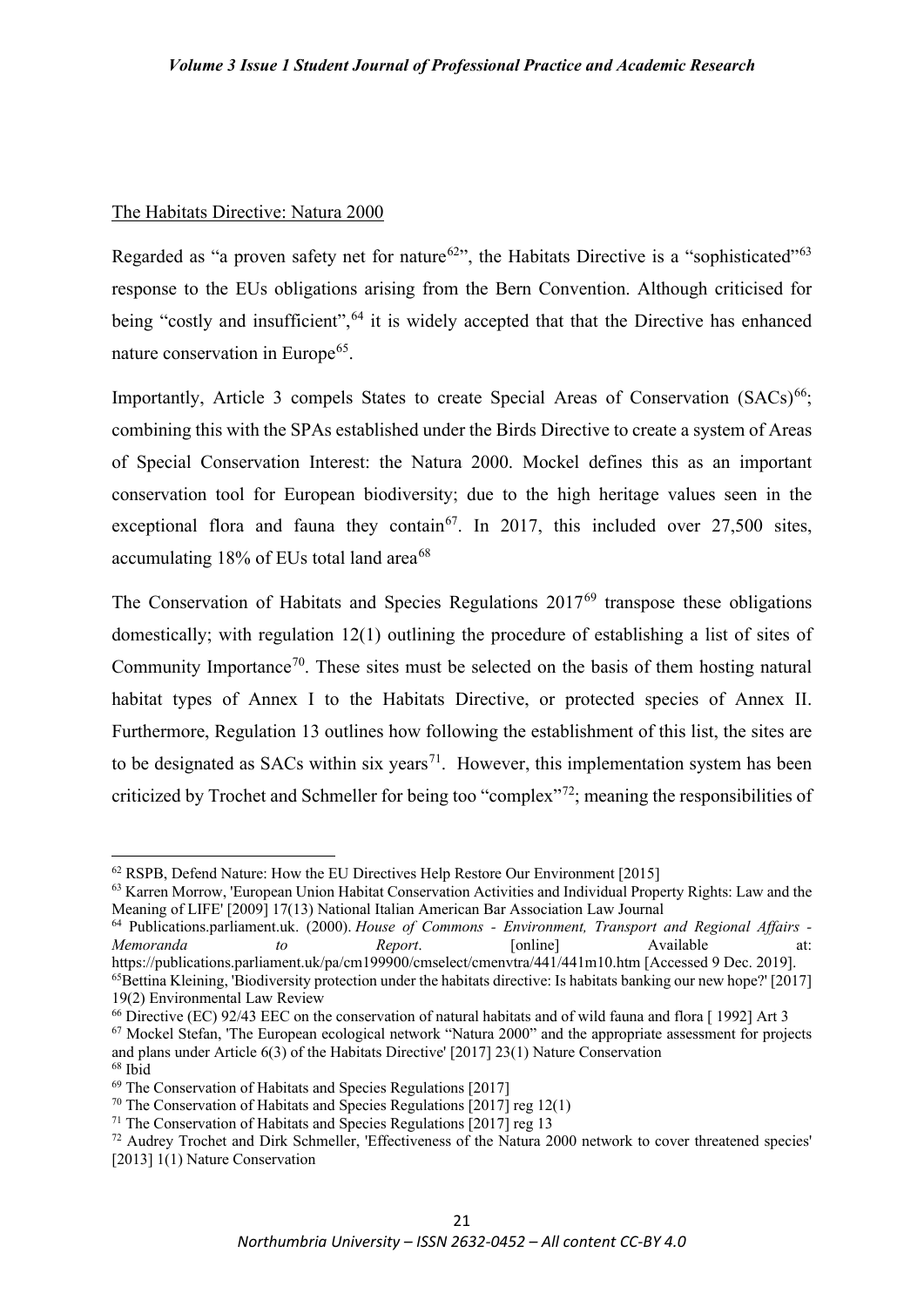## The Habitats Directive: Natura 2000

Regarded as "a proven safety net for nature[62]", the Habitats Directive is a "sophisticated"[63] response to the EUs obligations arising from the Bern Convention. Although criticised for being "costly and insufficient",[64] it is widely accepted that that the Directive has enhanced nature conservation in Europe[65].

Importantly, Article 3 compels States to create Special Areas of Conservation (SACs)[66]; combining this with the SPAs established under the Birds Directive to create a system of Areas of Special Conservation Interest: the Natura 2000. Mockel defines this as an important conservation tool for European biodiversity; due to the high heritage values seen in the exceptional flora and fauna they contain[67]. In 2017, this included over 27,500 sites, accumulating 18% of EUs total land area[68]

The Conservation of Habitats and Species Regulations 2017[69] transpose these obligations domestically; with regulation 12(1) outlining the procedure of establishing a list of sites of Community Importance[70]. These sites must be selected on the basis of them hosting natural habitat types of Annex I to the Habitats Directive, or protected species of Annex II. Furthermore, Regulation 13 outlines how following the establishment of this list, the sites are to be designated as SACs within six years[71]. However, this implementation system has been criticized by Trochet and Schmeller for being too "complex"[72]; meaning the responsibilities of

---

[62] RSPB, Defend Nature: How the EU Directives Help Restore Our Environment [2015]

[63] Karren Morrow, 'European Union Habitat Conservation Activities and Individual Property Rights: Law and the Meaning of LIFE' [2009] 17(13) National Italian American Bar Association Law Journal

[64] Publications.parliament.uk. (2000). *House of Commons - Environment, Transport and Regional Affairs - Memoranda to Report*. [online] Available at: https://publications.parliament.uk/pa/cm199900/cmselect/cmenvtra/441/441m10.htm [Accessed 9 Dec. 2019].

[65] Bettina Kleining, 'Biodiversity protection under the habitats directive: Is habitats banking our new hope?' [2017] 19(2) Environmental Law Review

[66] Directive (EC) 92/43 EEC on the conservation of natural habitats and of wild fauna and flora [ 1992] Art 3

[67] Mockel Stefan, 'The European ecological network "Natura 2000" and the appropriate assessment for projects and plans under Article 6(3) of the Habitats Directive' [2017] 23(1) Nature Conservation

[68] Ibid

[69] The Conservation of Habitats and Species Regulations [2017]

[70] The Conservation of Habitats and Species Regulations [2017] reg 12(1)

[71] The Conservation of Habitats and Species Regulations [2017] reg 13

[72] Audrey Trochet and Dirk Schmeller, 'Effectiveness of the Natura 2000 network to cover threatened species' [2013] 1(1) Nature Conservation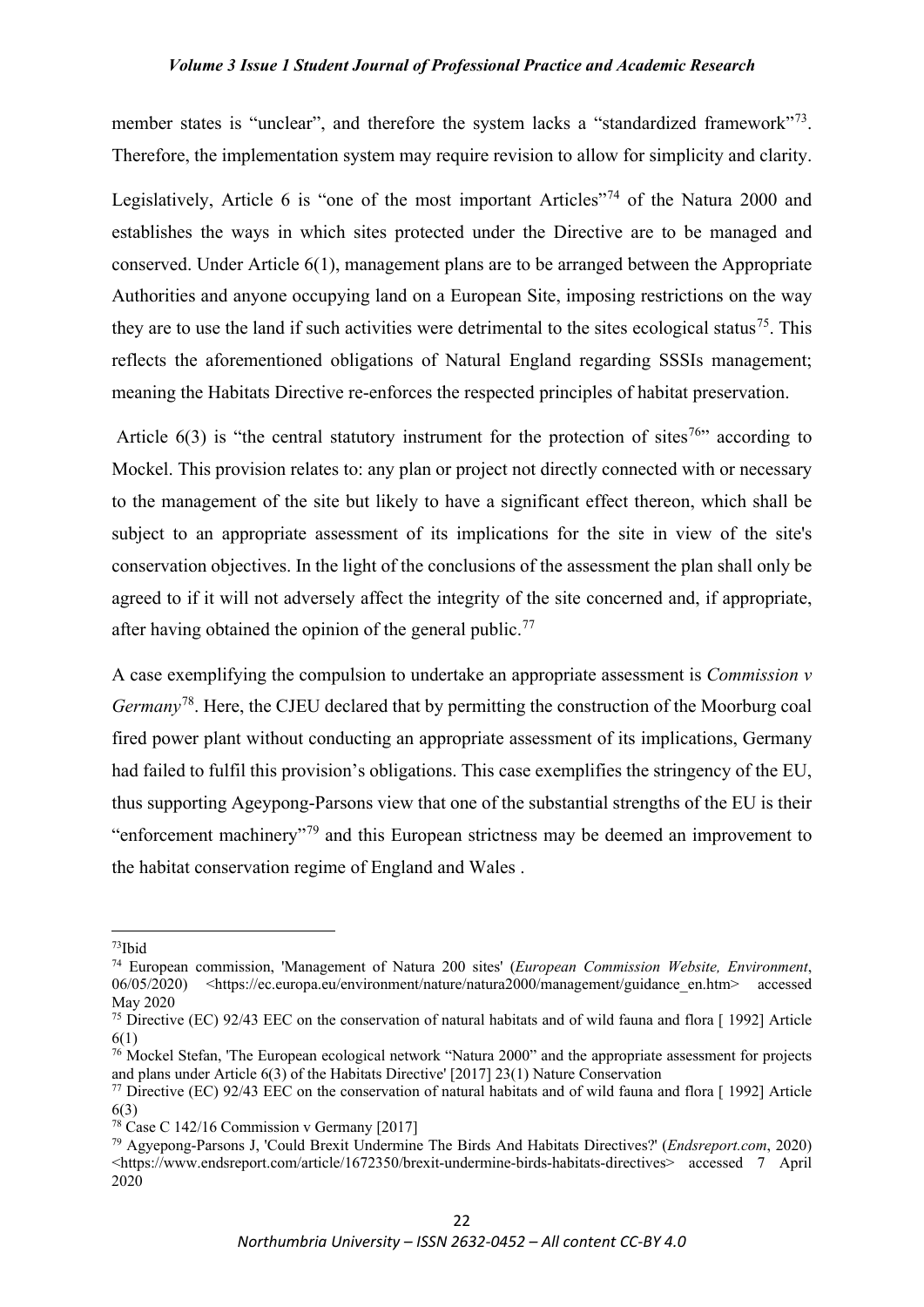member states is "unclear", and therefore the system lacks a "standardized framework"[73]. Therefore, the implementation system may require revision to allow for simplicity and clarity.

Legislatively, Article 6 is "one of the most important Articles"[74] of the Natura 2000 and establishes the ways in which sites protected under the Directive are to be managed and conserved. Under Article 6(1), management plans are to be arranged between the Appropriate Authorities and anyone occupying land on a European Site, imposing restrictions on the way they are to use the land if such activities were detrimental to the sites ecological status[75]. This reflects the aforementioned obligations of Natural England regarding SSSIs management; meaning the Habitats Directive re-enforces the respected principles of habitat preservation.

Article 6(3) is "the central statutory instrument for the protection of sites[76]" according to Mockel. This provision relates to: any plan or project not directly connected with or necessary to the management of the site but likely to have a significant effect thereon, which shall be subject to an appropriate assessment of its implications for the site in view of the site's conservation objectives. In the light of the conclusions of the assessment the plan shall only be agreed to if it will not adversely affect the integrity of the site concerned and, if appropriate, after having obtained the opinion of the general public.[77]

A case exemplifying the compulsion to undertake an appropriate assessment is *Commission v Germany*[78]. Here, the CJEU declared that by permitting the construction of the Moorburg coal fired power plant without conducting an appropriate assessment of its implications, Germany had failed to fulfil this provision's obligations. This case exemplifies the stringency of the EU, thus supporting Ageypong-Parsons view that one of the substantial strengths of the EU is their "enforcement machinery"[79] and this European strictness may be deemed an improvement to the habitat conservation regime of England and Wales .

---

[73] Ibid

[74] European commission, 'Management of Natura 200 sites' (*European Commission Website, Environment*, 06/05/2020) <https://ec.europa.eu/environment/nature/natura2000/management/guidance_en.htm> accessed May 2020

[75] Directive (EC) 92/43 EEC on the conservation of natural habitats and of wild fauna and flora [ 1992] Article 6(1)

[76] Mockel Stefan, 'The European ecological network "Natura 2000" and the appropriate assessment for projects and plans under Article 6(3) of the Habitats Directive' [2017] 23(1) Nature Conservation

[77] Directive (EC) 92/43 EEC on the conservation of natural habitats and of wild fauna and flora [ 1992] Article 6(3)

[78] Case C 142/16 Commission v Germany [2017]

[79] Agyepong-Parsons J, 'Could Brexit Undermine The Birds And Habitats Directives?' (*Endsreport.com*, 2020) <https://www.endsreport.com/article/1672350/brexit-undermine-birds-habitats-directives> accessed 7 April 2020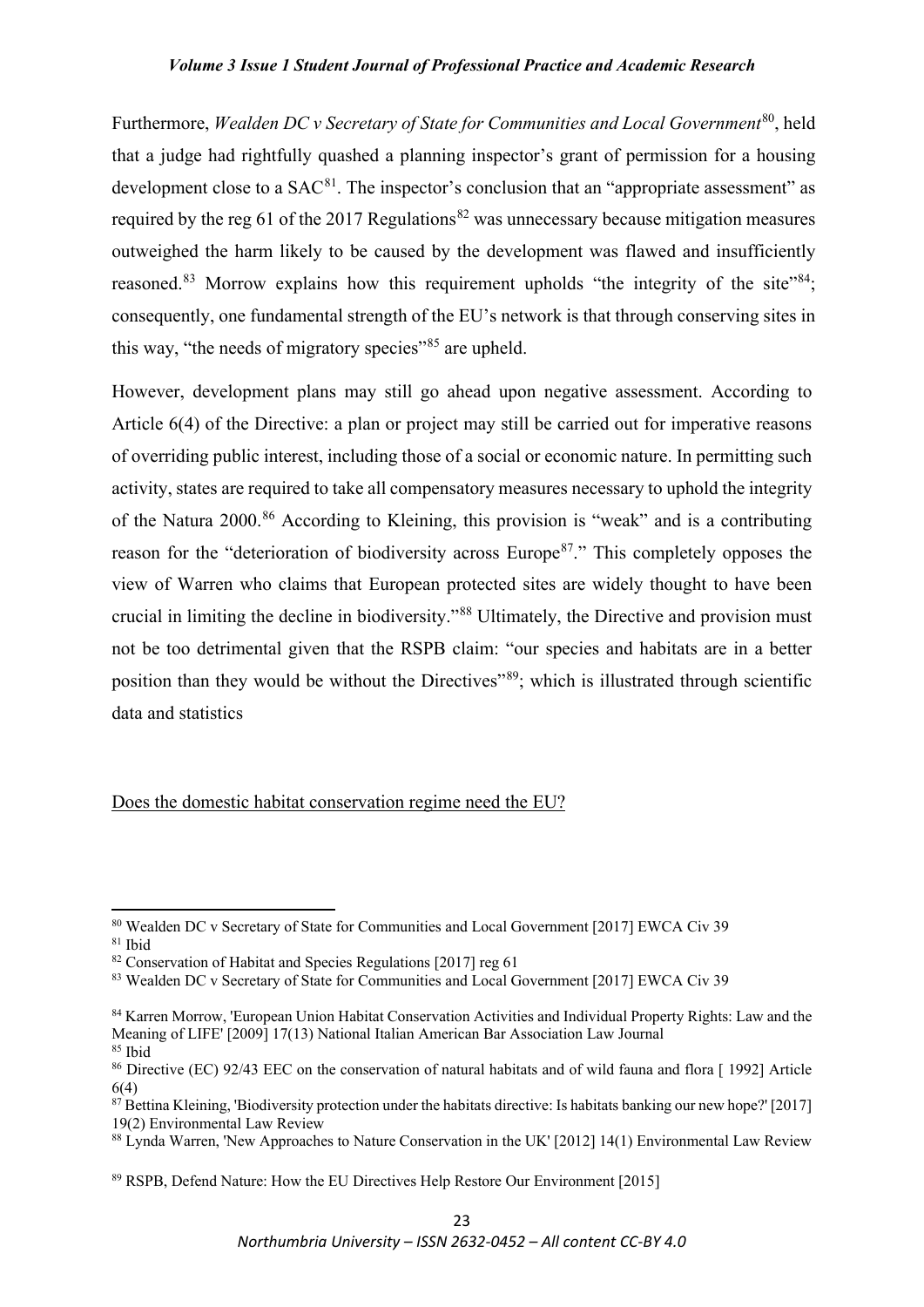Furthermore, *Wealden DC v Secretary of State for Communities and Local Government*[80], held that a judge had rightfully quashed a planning inspector's grant of permission for a housing development close to a SAC[81]. The inspector's conclusion that an "appropriate assessment" as required by the reg 61 of the 2017 Regulations[82] was unnecessary because mitigation measures outweighed the harm likely to be caused by the development was flawed and insufficiently reasoned.[83] Morrow explains how this requirement upholds "the integrity of the site"[84]; consequently, one fundamental strength of the EU's network is that through conserving sites in this way, "the needs of migratory species"[85] are upheld.

However, development plans may still go ahead upon negative assessment. According to Article 6(4) of the Directive: a plan or project may still be carried out for imperative reasons of overriding public interest, including those of a social or economic nature. In permitting such activity, states are required to take all compensatory measures necessary to uphold the integrity of the Natura 2000.[86] According to Kleining, this provision is "weak" and is a contributing reason for the "deterioration of biodiversity across Europe[87]." This completely opposes the view of Warren who claims that European protected sites are widely thought to have been crucial in limiting the decline in biodiversity."[88] Ultimately, the Directive and provision must not be too detrimental given that the RSPB claim: "our species and habitats are in a better position than they would be without the Directives"[89]; which is illustrated through scientific data and statistics

<u>Does the domestic habitat conservation regime need the EU?</u>

---

[80] Wealden DC v Secretary of State for Communities and Local Government [2017] EWCA Civ 39

[81] Ibid

[82] Conservation of Habitat and Species Regulations [2017] reg 61

[83] Wealden DC v Secretary of State for Communities and Local Government [2017] EWCA Civ 39

[84] Karren Morrow, 'European Union Habitat Conservation Activities and Individual Property Rights: Law and the Meaning of LIFE' [2009] 17(13) National Italian American Bar Association Law Journal

[85] Ibid

[86] Directive (EC) 92/43 EEC on the conservation of natural habitats and of wild fauna and flora [ 1992] Article 6(4)

[87] Bettina Kleining, 'Biodiversity protection under the habitats directive: Is habitats banking our new hope?' [2017] 19(2) Environmental Law Review

[88] Lynda Warren, 'New Approaches to Nature Conservation in the UK' [2012] 14(1) Environmental Law Review

[89] RSPB, Defend Nature: How the EU Directives Help Restore Our Environment [2015]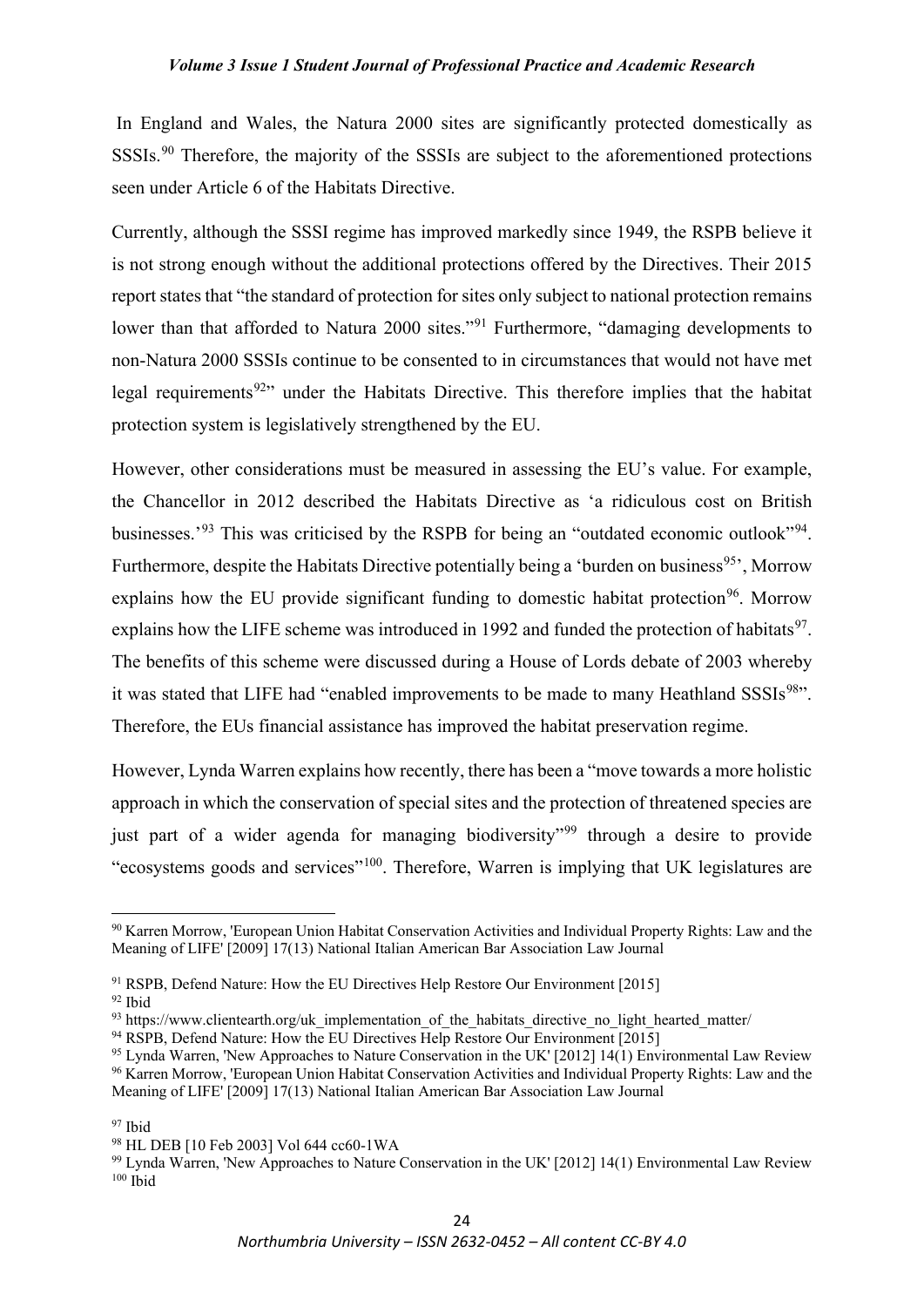In England and Wales, the Natura 2000 sites are significantly protected domestically as SSSIs.[90] Therefore, the majority of the SSSIs are subject to the aforementioned protections seen under Article 6 of the Habitats Directive.

Currently, although the SSSI regime has improved markedly since 1949, the RSPB believe it is not strong enough without the additional protections offered by the Directives. Their 2015 report states that "the standard of protection for sites only subject to national protection remains lower than that afforded to Natura 2000 sites."[91] Furthermore, "damaging developments to non-Natura 2000 SSSIs continue to be consented to in circumstances that would not have met legal requirements[92]" under the Habitats Directive. This therefore implies that the habitat protection system is legislatively strengthened by the EU.

However, other considerations must be measured in assessing the EU's value. For example, the Chancellor in 2012 described the Habitats Directive as 'a ridiculous cost on British businesses.'[93] This was criticised by the RSPB for being an "outdated economic outlook"[94]. Furthermore, despite the Habitats Directive potentially being a 'burden on business[95]', Morrow explains how the EU provide significant funding to domestic habitat protection[96]. Morrow explains how the LIFE scheme was introduced in 1992 and funded the protection of habitats[97]. The benefits of this scheme were discussed during a House of Lords debate of 2003 whereby it was stated that LIFE had "enabled improvements to be made to many Heathland SSSIs[98]". Therefore, the EUs financial assistance has improved the habitat preservation regime.

However, Lynda Warren explains how recently, there has been a "move towards a more holistic approach in which the conservation of special sites and the protection of threatened species are just part of a wider agenda for managing biodiversity"[99] through a desire to provide "ecosystems goods and services"[100]. Therefore, Warren is implying that UK legislatures are

---

[90] Karren Morrow, 'European Union Habitat Conservation Activities and Individual Property Rights: Law and the Meaning of LIFE' [2009] 17(13) National Italian American Bar Association Law Journal

[91] RSPB, Defend Nature: How the EU Directives Help Restore Our Environment [2015]

[92] Ibid

[93] https://www.clientearth.org/uk_implementation_of_the_habitats_directive_no_light_hearted_matter/

[94] RSPB, Defend Nature: How the EU Directives Help Restore Our Environment [2015]

[95] Lynda Warren, 'New Approaches to Nature Conservation in the UK' [2012] 14(1) Environmental Law Review

[96] Karren Morrow, 'European Union Habitat Conservation Activities and Individual Property Rights: Law and the Meaning of LIFE' [2009] 17(13) National Italian American Bar Association Law Journal

[97] Ibid

[98] HL DEB [10 Feb 2003] Vol 644 cc60-1WA

[99] Lynda Warren, 'New Approaches to Nature Conservation in the UK' [2012] 14(1) Environmental Law Review

[100] Ibid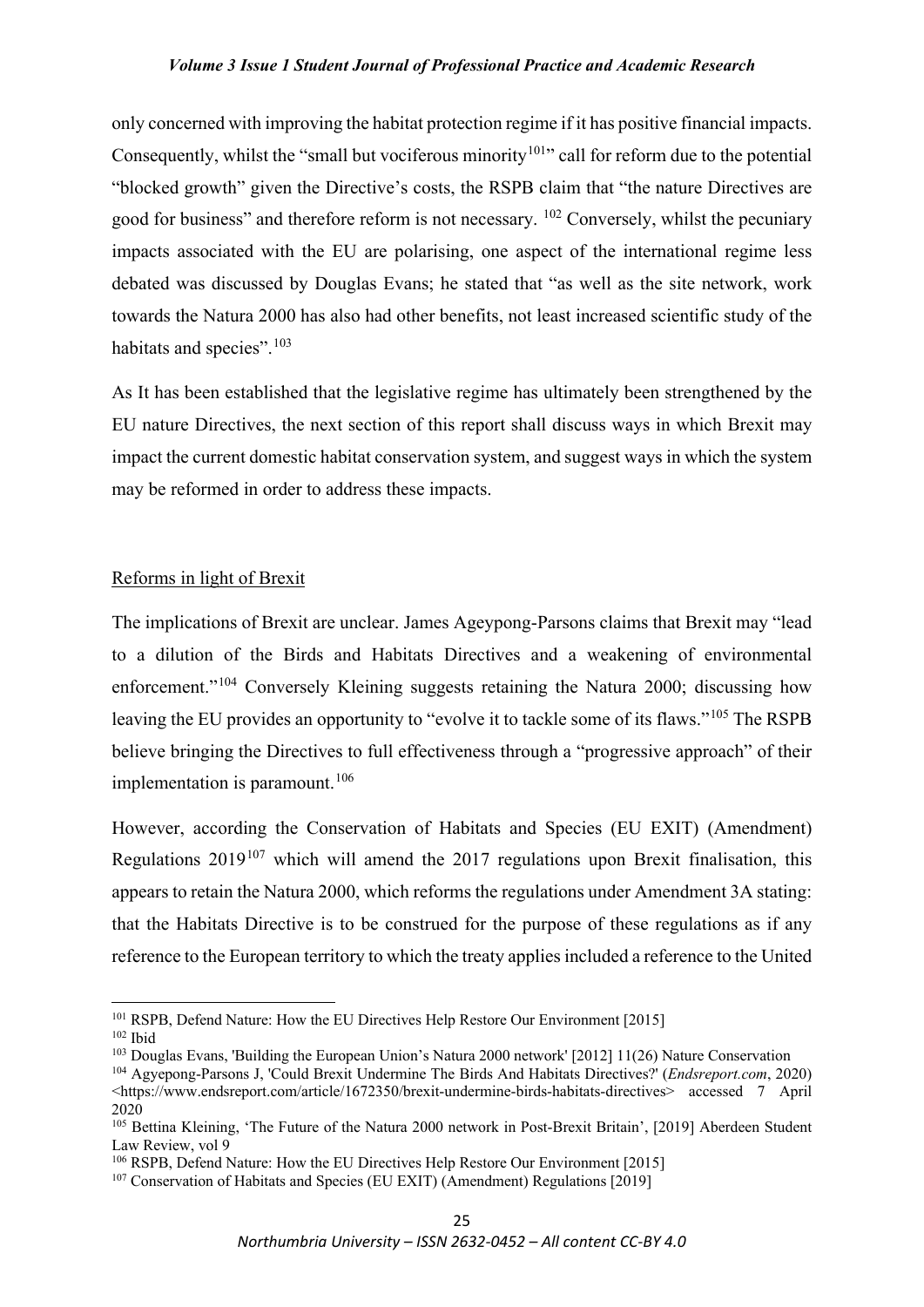only concerned with improving the habitat protection regime if it has positive financial impacts. Consequently, whilst the "small but vociferous minority[101]" call for reform due to the potential "blocked growth" given the Directive's costs, the RSPB claim that "the nature Directives are good for business" and therefore reform is not necessary. [102] Conversely, whilst the pecuniary impacts associated with the EU are polarising, one aspect of the international regime less debated was discussed by Douglas Evans; he stated that "as well as the site network, work towards the Natura 2000 has also had other benefits, not least increased scientific study of the habitats and species".[103]

As It has been established that the legislative regime has ultimately been strengthened by the EU nature Directives, the next section of this report shall discuss ways in which Brexit may impact the current domestic habitat conservation system, and suggest ways in which the system may be reformed in order to address these impacts.

## Reforms in light of Brexit

The implications of Brexit are unclear. James Ageypong-Parsons claims that Brexit may "lead to a dilution of the Birds and Habitats Directives and a weakening of environmental enforcement."[104] Conversely Kleining suggests retaining the Natura 2000; discussing how leaving the EU provides an opportunity to "evolve it to tackle some of its flaws."[105] The RSPB believe bringing the Directives to full effectiveness through a "progressive approach" of their implementation is paramount.[106]

However, according the Conservation of Habitats and Species (EU EXIT) (Amendment) Regulations 2019[107] which will amend the 2017 regulations upon Brexit finalisation, this appears to retain the Natura 2000, which reforms the regulations under Amendment 3A stating: that the Habitats Directive is to be construed for the purpose of these regulations as if any reference to the European territory to which the treaty applies included a reference to the United

---

[101] RSPB, Defend Nature: How the EU Directives Help Restore Our Environment [2015]

[102] Ibid

[103] Douglas Evans, 'Building the European Union's Natura 2000 network' [2012] 11(26) Nature Conservation

[104] Agyepong-Parsons J, 'Could Brexit Undermine The Birds And Habitats Directives?' (*Endsreport.com*, 2020) <https://www.endsreport.com/article/1672350/brexit-undermine-birds-habitats-directives> accessed 7 April 2020

[105] Bettina Kleining, 'The Future of the Natura 2000 network in Post-Brexit Britain', [2019] Aberdeen Student Law Review, vol 9

[106] RSPB, Defend Nature: How the EU Directives Help Restore Our Environment [2015]

[107] Conservation of Habitats and Species (EU EXIT) (Amendment) Regulations [2019]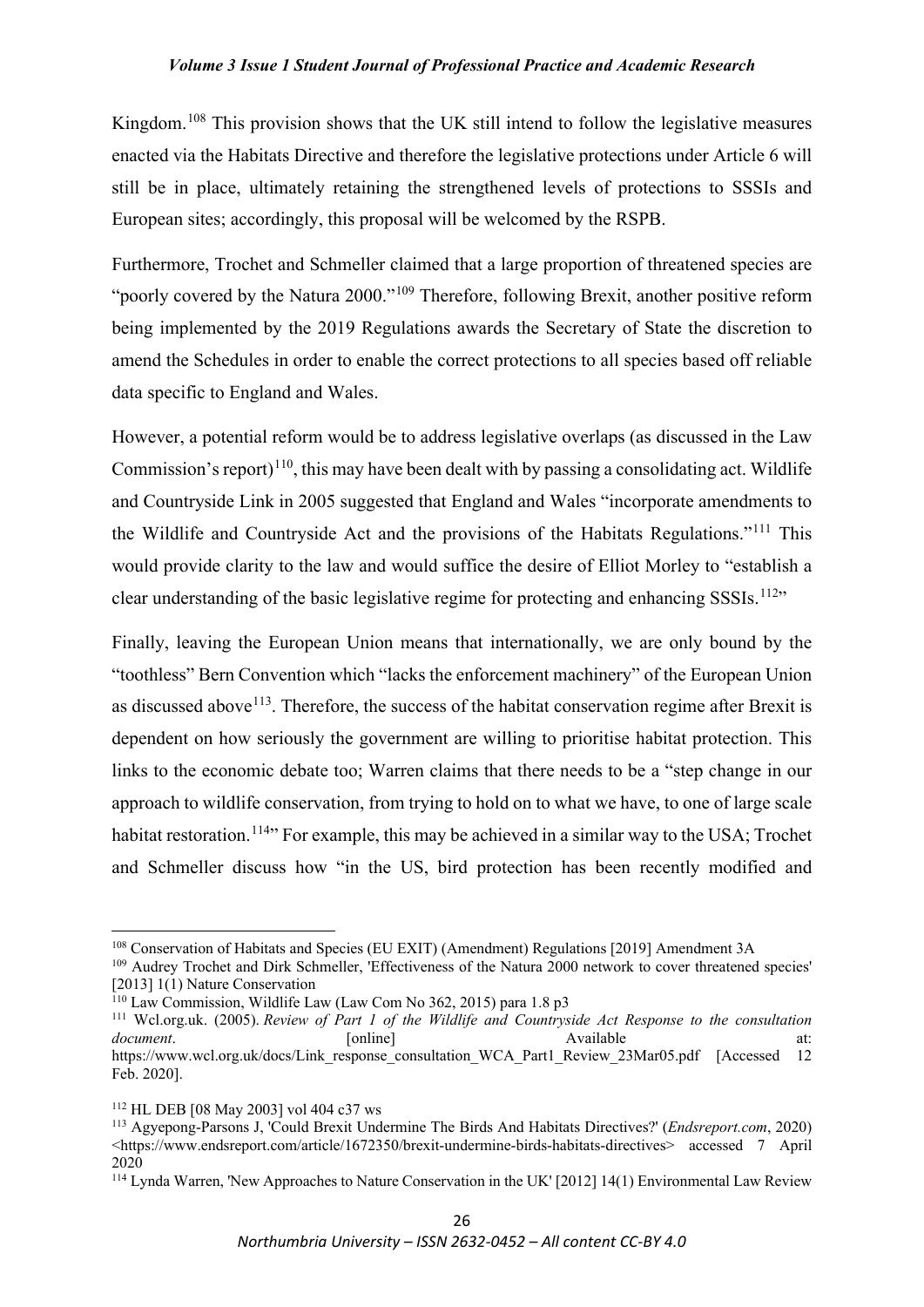Kingdom.[108] This provision shows that the UK still intend to follow the legislative measures enacted via the Habitats Directive and therefore the legislative protections under Article 6 will still be in place, ultimately retaining the strengthened levels of protections to SSSIs and European sites; accordingly, this proposal will be welcomed by the RSPB.

Furthermore, Trochet and Schmeller claimed that a large proportion of threatened species are "poorly covered by the Natura 2000."[109] Therefore, following Brexit, another positive reform being implemented by the 2019 Regulations awards the Secretary of State the discretion to amend the Schedules in order to enable the correct protections to all species based off reliable data specific to England and Wales.

However, a potential reform would be to address legislative overlaps (as discussed in the Law Commission's report)[110], this may have been dealt with by passing a consolidating act. Wildlife and Countryside Link in 2005 suggested that England and Wales "incorporate amendments to the Wildlife and Countryside Act and the provisions of the Habitats Regulations."[111] This would provide clarity to the law and would suffice the desire of Elliot Morley to "establish a clear understanding of the basic legislative regime for protecting and enhancing SSSIs.[112]"

Finally, leaving the European Union means that internationally, we are only bound by the "toothless" Bern Convention which "lacks the enforcement machinery" of the European Union as discussed above[113]. Therefore, the success of the habitat conservation regime after Brexit is dependent on how seriously the government are willing to prioritise habitat protection. This links to the economic debate too; Warren claims that there needs to be a "step change in our approach to wildlife conservation, from trying to hold on to what we have, to one of large scale habitat restoration.[114]" For example, this may be achieved in a similar way to the USA; Trochet and Schmeller discuss how "in the US, bird protection has been recently modified and

---

[108] Conservation of Habitats and Species (EU EXIT) (Amendment) Regulations [2019] Amendment 3A

[109] Audrey Trochet and Dirk Schmeller, 'Effectiveness of the Natura 2000 network to cover threatened species' [2013] 1(1) Nature Conservation

[110] Law Commission, Wildlife Law (Law Com No 362, 2015) para 1.8 p3

[111] Wcl.org.uk. (2005). *Review of Part 1 of the Wildlife and Countryside Act Response to the consultation document*. [online] Available at: https://www.wcl.org.uk/docs/Link_response_consultation_WCA_Part1_Review_23Mar05.pdf [Accessed 12 Feb. 2020].

[112] HL DEB [08 May 2003] vol 404 c37 ws

[113] Agyepong-Parsons J, 'Could Brexit Undermine The Birds And Habitats Directives?' (*Endsreport.com*, 2020) <https://www.endsreport.com/article/1672350/brexit-undermine-birds-habitats-directives> accessed 7 April 2020

[114] Lynda Warren, 'New Approaches to Nature Conservation in the UK' [2012] 14(1) Environmental Law Review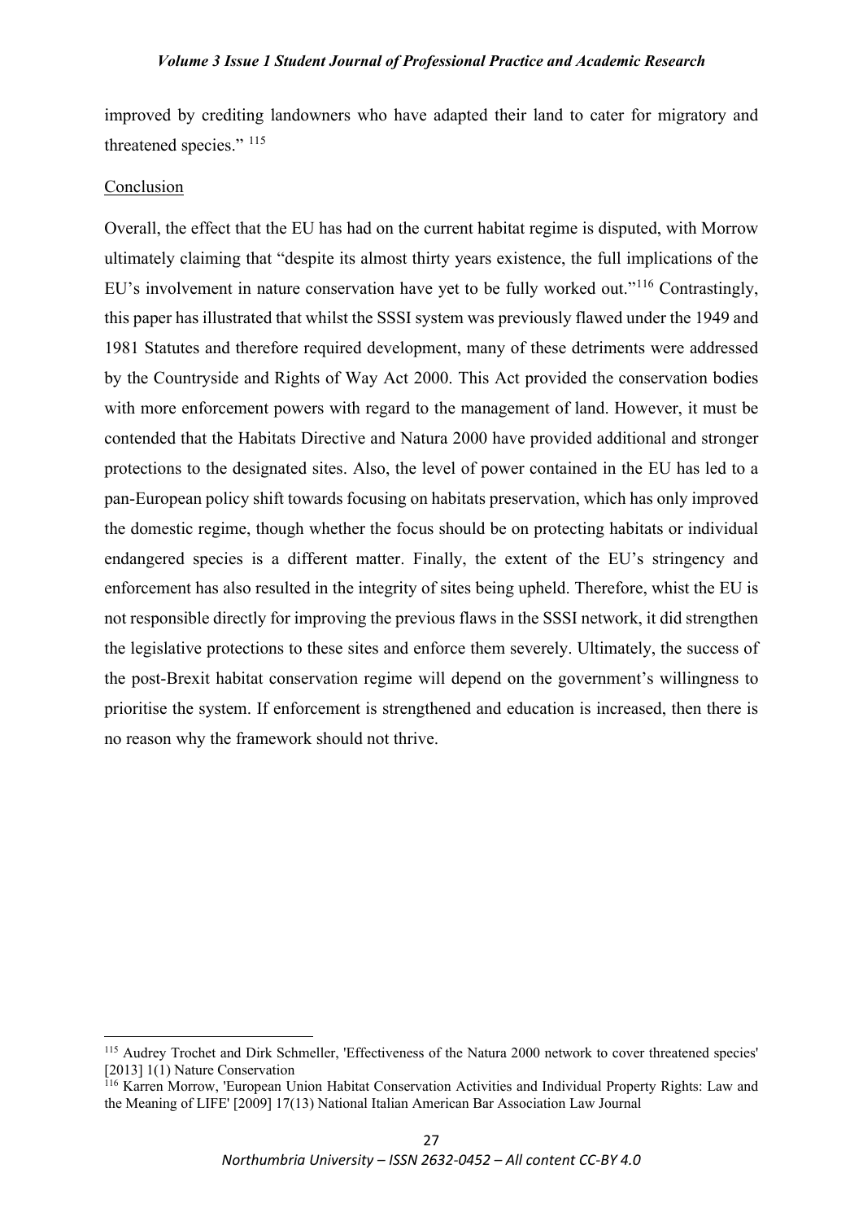improved by crediting landowners who have adapted their land to cater for migratory and threatened species." [115]

## Conclusion

Overall, the effect that the EU has had on the current habitat regime is disputed, with Morrow ultimately claiming that "despite its almost thirty years existence, the full implications of the EU's involvement in nature conservation have yet to be fully worked out."[116] Contrastingly, this paper has illustrated that whilst the SSSI system was previously flawed under the 1949 and 1981 Statutes and therefore required development, many of these detriments were addressed by the Countryside and Rights of Way Act 2000. This Act provided the conservation bodies with more enforcement powers with regard to the management of land. However, it must be contended that the Habitats Directive and Natura 2000 have provided additional and stronger protections to the designated sites. Also, the level of power contained in the EU has led to a pan-European policy shift towards focusing on habitats preservation, which has only improved the domestic regime, though whether the focus should be on protecting habitats or individual endangered species is a different matter. Finally, the extent of the EU's stringency and enforcement has also resulted in the integrity of sites being upheld. Therefore, whist the EU is not responsible directly for improving the previous flaws in the SSSI network, it did strengthen the legislative protections to these sites and enforce them severely. Ultimately, the success of the post-Brexit habitat conservation regime will depend on the government's willingness to prioritise the system. If enforcement is strengthened and education is increased, then there is no reason why the framework should not thrive.

---

[115] Audrey Trochet and Dirk Schmeller, 'Effectiveness of the Natura 2000 network to cover threatened species' [2013] 1(1) Nature Conservation

[116] Karren Morrow, 'European Union Habitat Conservation Activities and Individual Property Rights: Law and the Meaning of LIFE' [2009] 17(13) National Italian American Bar Association Law Journal